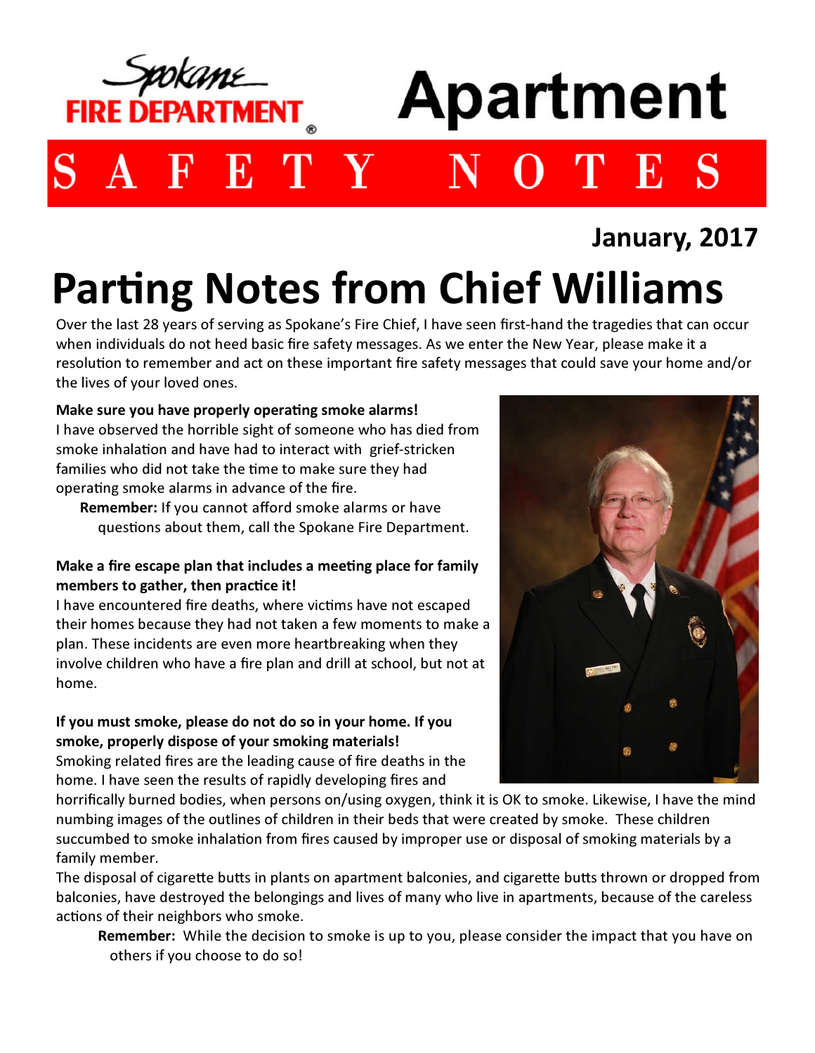Spokane FIRE DEPARTMENT

# Apartment

## S A F E T Y N O T E S

**January, 2017**

# Parting Notes from Chief Williams

Over the last 28 years of serving as Spokane's Fire Chief, I have seen first-hand the tragedies that can occur when individuals do not heed basic fire safety messages. As we enter the New Year, please make it a resolution to remember and act on these important fire safety messages that could save your home and/or the lives of your loved ones.

**Make sure you have properly operating smoke alarms!**
I have observed the horrible sight of someone who has died from smoke inhalation and have had to interact with grief-stricken families who did not take the time to make sure they had operating smoke alarms in advance of the fire.

**Remember:** If you cannot afford smoke alarms or have questions about them, call the Spokane Fire Department.

**Make a fire escape plan that includes a meeting place for family members to gather, then practice it!**
I have encountered fire deaths, where victims have not escaped their homes because they had not taken a few moments to make a plan. These incidents are even more heartbreaking when they involve children who have a fire plan and drill at school, but not at home.

**If you must smoke, please do not do so in your home. If you smoke, properly dispose of your smoking materials!**
Smoking related fires are the leading cause of fire deaths in the home. I have seen the results of rapidly developing fires and horrifically burned bodies, when persons on/using oxygen, think it is OK to smoke. Likewise, I have the mind numbing images of the outlines of children in their beds that were created by smoke. These children succumbed to smoke inhalation from fires caused by improper use or disposal of smoking materials by a family member.
The disposal of cigarette butts in plants on apartment balconies, and cigarette butts thrown or dropped from balconies, have destroyed the belongings and lives of many who live in apartments, because of the careless actions of their neighbors who smoke.

**Remember:** While the decision to smoke is up to you, please consider the impact that you have on others if you choose to do so!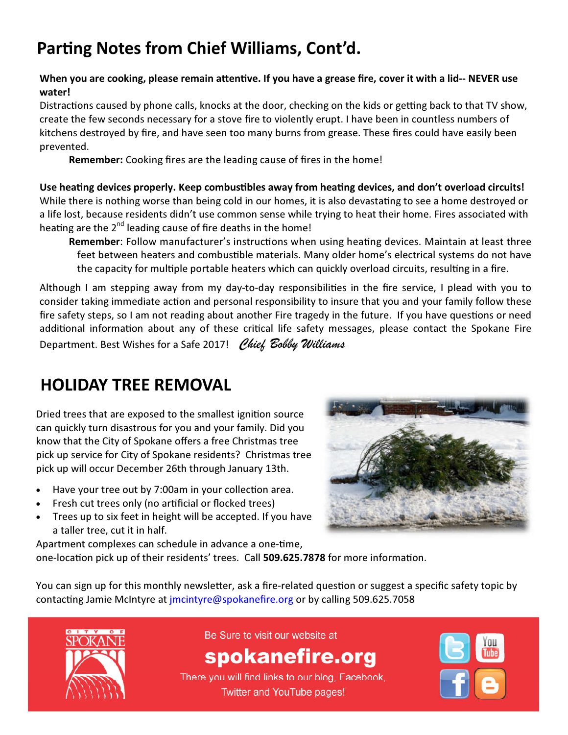# Parting Notes from Chief Williams, Cont'd.

**When you are cooking, please remain attentive. If you have a grease fire, cover it with a lid-- NEVER use water!**

Distractions caused by phone calls, knocks at the door, checking on the kids or getting back to that TV show, create the few seconds necessary for a stove fire to violently erupt. I have been in countless numbers of kitchens destroyed by fire, and have seen too many burns from grease. These fires could have easily been prevented.

**Remember:** Cooking fires are the leading cause of fires in the home!

**Use heating devices properly. Keep combustibles away from heating devices, and don't overload circuits!**

While there is nothing worse than being cold in our homes, it is also devastating to see a home destroyed or a life lost, because residents didn't use common sense while trying to heat their home. Fires associated with heating are the 2nd leading cause of fire deaths in the home!

**Remember**: Follow manufacturer's instructions when using heating devices. Maintain at least three feet between heaters and combustible materials. Many older home's electrical systems do not have the capacity for multiple portable heaters which can quickly overload circuits, resulting in a fire.

Although I am stepping away from my day-to-day responsibilities in the fire service, I plead with you to consider taking immediate action and personal responsibility to insure that you and your family follow these fire safety steps, so I am not reading about another Fire tragedy in the future. If you have questions or need additional information about any of these critical life safety messages, please contact the Spokane Fire Department. Best Wishes for a Safe 2017! *Chief Bobby Williams*

# HOLIDAY TREE REMOVAL

Dried trees that are exposed to the smallest ignition source can quickly turn disastrous for you and your family. Did you know that the City of Spokane offers a free Christmas tree pick up service for City of Spokane residents? Christmas tree pick up will occur December 26th through January 13th.

- Have your tree out by 7:00am in your collection area.
- Fresh cut trees only (no artificial or flocked trees)
- Trees up to six feet in height will be accepted. If you have a taller tree, cut it in half.

Apartment complexes can schedule in advance a one-time, one-location pick up of their residents' trees. Call **509.625.7878** for more information.

You can sign up for this monthly newsletter, ask a fire-related question or suggest a specific safety topic by contacting Jamie McIntyre at jmcintyre@spokanefire.org or by calling 509.625.7058

Be Sure to visit our website at

**spokanefire.org**

There you will find links to our blog, Facebook, Twitter and YouTube pages!